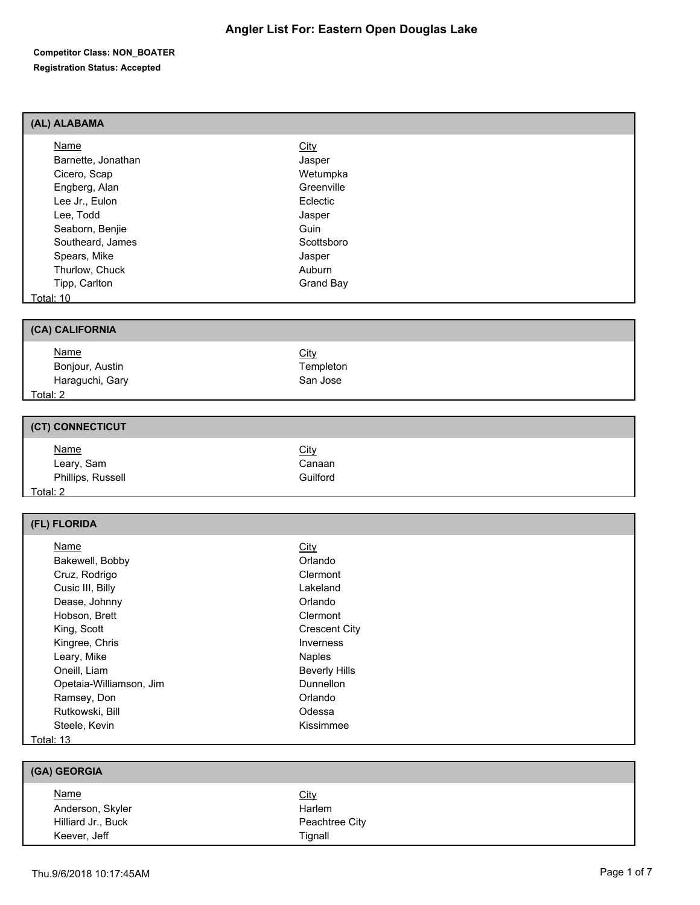# Angler List For: Eastern Open Douglas Lake

**Competitor Class: NON_BOATER**

**Registration Status: Accepted**

## (AL) ALABAMA

| Name | City |
| --- | --- |
| Barnette, Jonathan | Jasper |
| Cicero, Scap | Wetumpka |
| Engberg, Alan | Greenville |
| Lee Jr., Eulon | Eclectic |
| Lee, Todd | Jasper |
| Seaborn, Benjie | Guin |
| Southeard, James | Scottsboro |
| Spears, Mike | Jasper |
| Thurlow, Chuck | Auburn |
| Tipp, Carlton | Grand Bay |

Total: 10

## (CA) CALIFORNIA

| Name | City |
| --- | --- |
| Bonjour, Austin | Templeton |
| Haraguchi, Gary | San Jose |

Total: 2

## (CT) CONNECTICUT

| Name | City |
| --- | --- |
| Leary, Sam | Canaan |
| Phillips, Russell | Guilford |

Total: 2

## (FL) FLORIDA

| Name | City |
| --- | --- |
| Bakewell, Bobby | Orlando |
| Cruz, Rodrigo | Clermont |
| Cusic III, Billy | Lakeland |
| Dease, Johnny | Orlando |
| Hobson, Brett | Clermont |
| King, Scott | Crescent City |
| Kingree, Chris | Inverness |
| Leary, Mike | Naples |
| Oneill, Liam | Beverly Hills |
| Opetaia-Williamson, Jim | Dunnellon |
| Ramsey, Don | Orlando |
| Rutkowski, Bill | Odessa |
| Steele, Kevin | Kissimmee |

Total: 13

## (GA) GEORGIA

| Name | City |
| --- | --- |
| Anderson, Skyler | Harlem |
| Hilliard Jr., Buck | Peachtree City |
| Keever, Jeff | Tignall |

Thu.9/6/2018 10:17:45AM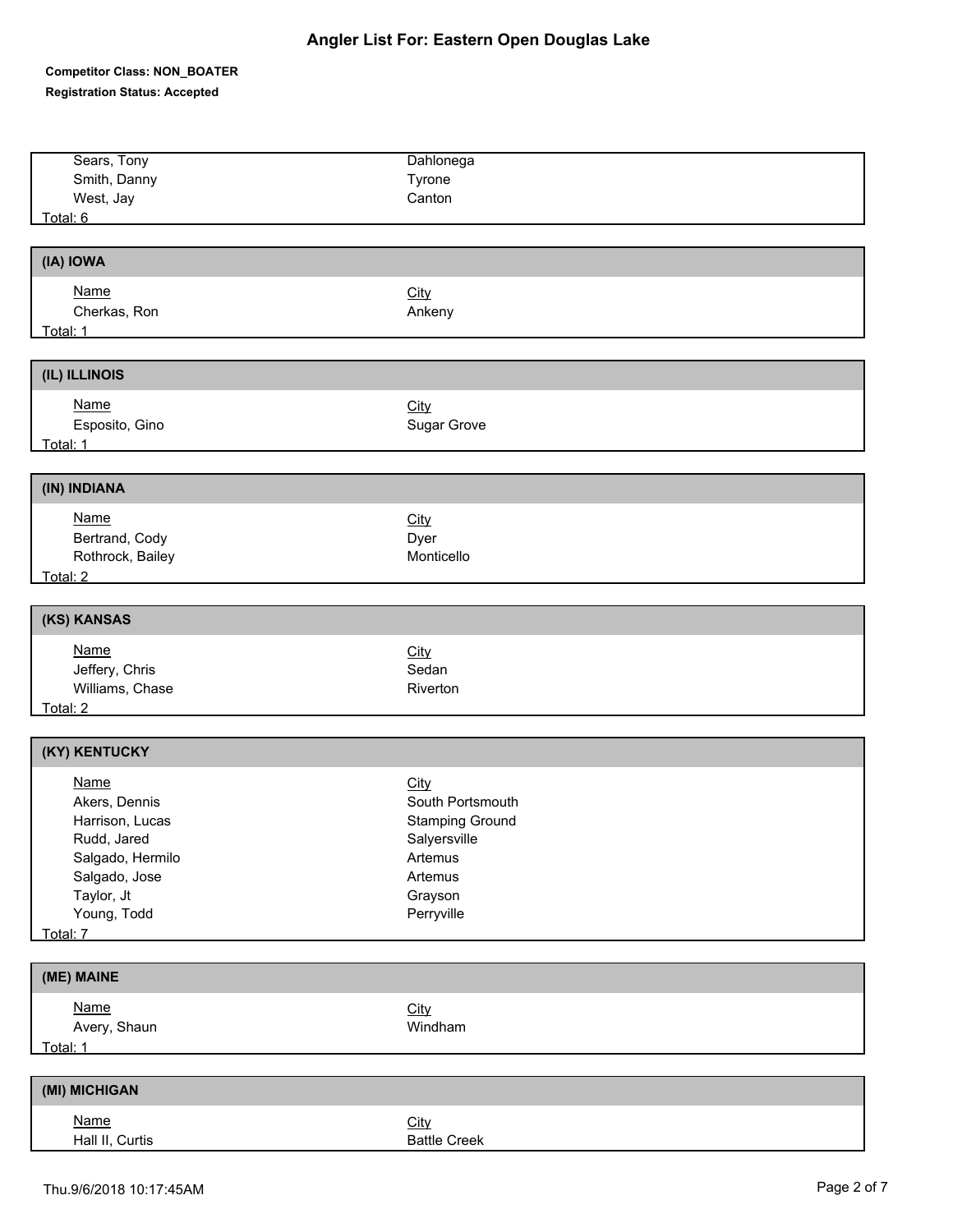# Angler List For: Eastern Open Douglas Lake

**Competitor Class: NON_BOATER**

**Registration Status: Accepted**

| Name | City |
| --- | --- |
| Sears, Tony | Dahlonega |
| Smith, Danny | Tyrone |
| West, Jay | Canton |

Total: 6

## (IA) IOWA

| Name | City |
| --- | --- |
| Cherkas, Ron | Ankeny |

Total: 1

## (IL) ILLINOIS

| Name | City |
| --- | --- |
| Esposito, Gino | Sugar Grove |

Total: 1

## (IN) INDIANA

| Name | City |
| --- | --- |
| Bertrand, Cody | Dyer |
| Rothrock, Bailey | Monticello |

Total: 2

## (KS) KANSAS

| Name | City |
| --- | --- |
| Jeffery, Chris | Sedan |
| Williams, Chase | Riverton |

Total: 2

## (KY) KENTUCKY

| Name | City |
| --- | --- |
| Akers, Dennis | South Portsmouth |
| Harrison, Lucas | Stamping Ground |
| Rudd, Jared | Salyersville |
| Salgado, Hermilo | Artemus |
| Salgado, Jose | Artemus |
| Taylor, Jt | Grayson |
| Young, Todd | Perryville |

Total: 7

## (ME) MAINE

| Name | City |
| --- | --- |
| Avery, Shaun | Windham |

Total: 1

## (MI) MICHIGAN

| Name | City |
| --- | --- |
| Hall II, Curtis | Battle Creek |

Thu.9/6/2018 10:17:45AM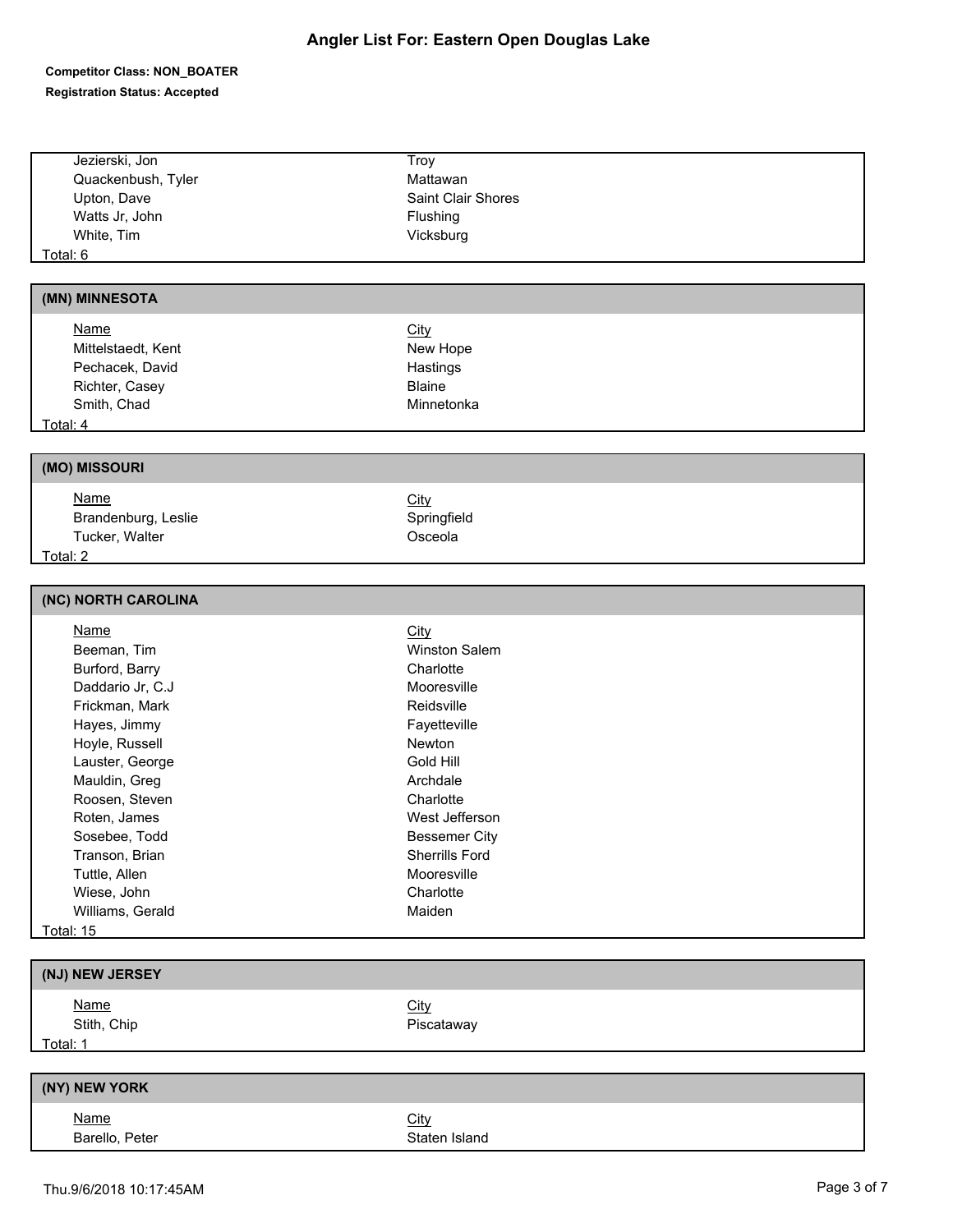# Angler List For: Eastern Open Douglas Lake

**Competitor Class: NON_BOATER**

**Registration Status: Accepted**

| Name | City |
| --- | --- |
| Jezierski, Jon | Troy |
| Quackenbush, Tyler | Mattawan |
| Upton, Dave | Saint Clair Shores |
| Watts Jr, John | Flushing |
| White, Tim | Vicksburg |

Total: 6

## (MN) MINNESOTA

| Name | City |
| --- | --- |
| Mittelstaedt, Kent | New Hope |
| Pechacek, David | Hastings |
| Richter, Casey | Blaine |
| Smith, Chad | Minnetonka |

Total: 4

## (MO) MISSOURI

| Name | City |
| --- | --- |
| Brandenburg, Leslie | Springfield |
| Tucker, Walter | Osceola |

Total: 2

## (NC) NORTH CAROLINA

| Name | City |
| --- | --- |
| Beeman, Tim | Winston Salem |
| Burford, Barry | Charlotte |
| Daddario Jr, C.J | Mooresville |
| Frickman, Mark | Reidsville |
| Hayes, Jimmy | Fayetteville |
| Hoyle, Russell | Newton |
| Lauster, George | Gold Hill |
| Mauldin, Greg | Archdale |
| Roosen, Steven | Charlotte |
| Roten, James | West Jefferson |
| Sosebee, Todd | Bessemer City |
| Transon, Brian | Sherrills Ford |
| Tuttle, Allen | Mooresville |
| Wiese, John | Charlotte |
| Williams, Gerald | Maiden |

Total: 15

## (NJ) NEW JERSEY

| Name | City |
| --- | --- |
| Stith, Chip | Piscataway |

Total: 1

## (NY) NEW YORK

| Name | City |
| --- | --- |
| Barello, Peter | Staten Island |

Thu.9/6/2018 10:17:45AM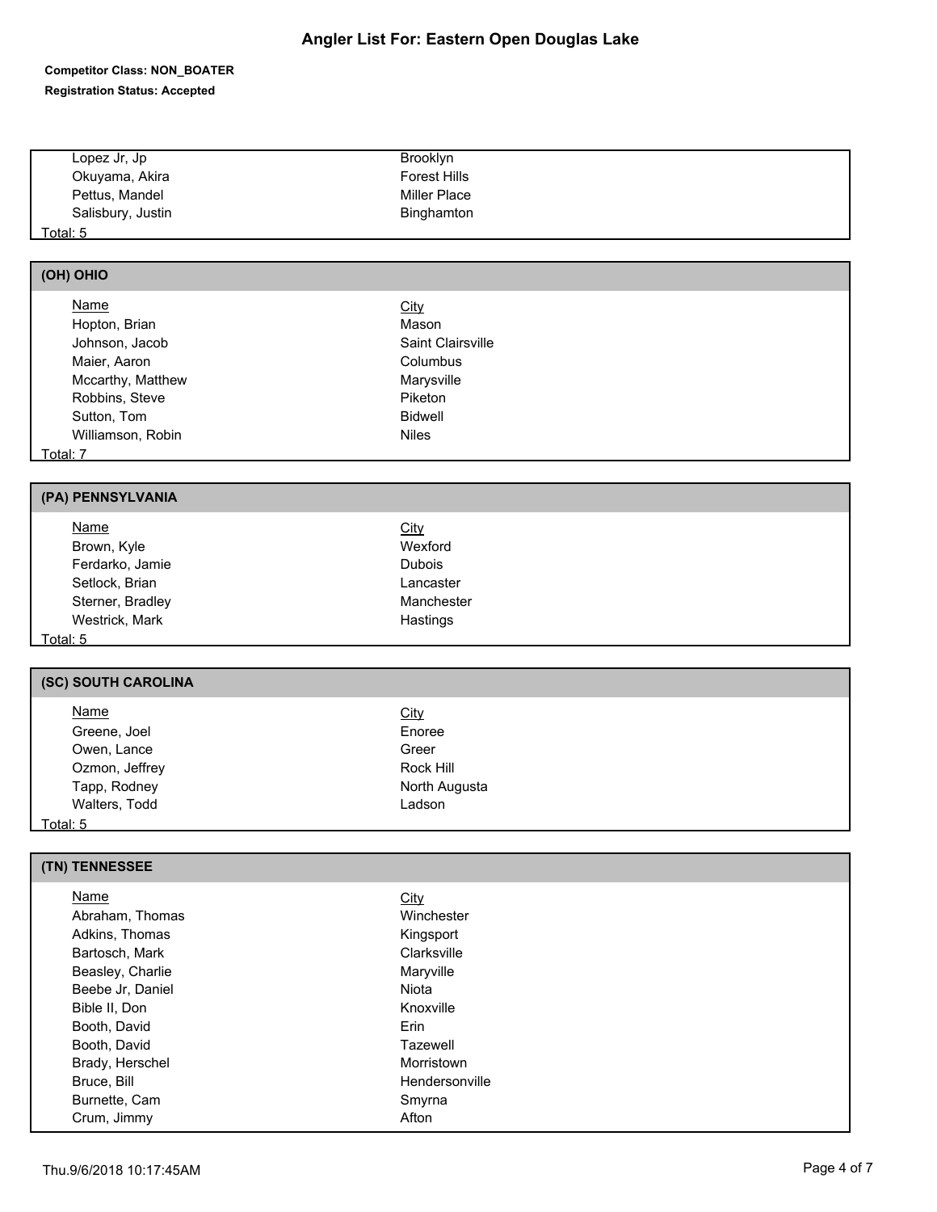# Angler List For: Eastern Open Douglas Lake

**Competitor Class: NON_BOATER**

**Registration Status: Accepted**

| Name | City |
|---|---|
| Lopez Jr, Jp | Brooklyn |
| Okuyama, Akira | Forest Hills |
| Pettus, Mandel | Miller Place |
| Salisbury, Justin | Binghamton |

Total: 5

## (OH) OHIO

| Name | City |
|---|---|
| Hopton, Brian | Mason |
| Johnson, Jacob | Saint Clairsville |
| Maier, Aaron | Columbus |
| Mccarthy, Matthew | Marysville |
| Robbins, Steve | Piketon |
| Sutton, Tom | Bidwell |
| Williamson, Robin | Niles |

Total: 7

## (PA) PENNSYLVANIA

| Name | City |
|---|---|
| Brown, Kyle | Wexford |
| Ferdarko, Jamie | Dubois |
| Setlock, Brian | Lancaster |
| Sterner, Bradley | Manchester |
| Westrick, Mark | Hastings |

Total: 5

## (SC) SOUTH CAROLINA

| Name | City |
|---|---|
| Greene, Joel | Enoree |
| Owen, Lance | Greer |
| Ozmon, Jeffrey | Rock Hill |
| Tapp, Rodney | North Augusta |
| Walters, Todd | Ladson |

Total: 5

## (TN) TENNESSEE

| Name | City |
|---|---|
| Abraham, Thomas | Winchester |
| Adkins, Thomas | Kingsport |
| Bartosch, Mark | Clarksville |
| Beasley, Charlie | Maryville |
| Beebe Jr, Daniel | Niota |
| Bible II, Don | Knoxville |
| Booth, David | Erin |
| Booth, David | Tazewell |
| Brady, Herschel | Morristown |
| Bruce, Bill | Hendersonville |
| Burnette, Cam | Smyrna |
| Crum, Jimmy | Afton |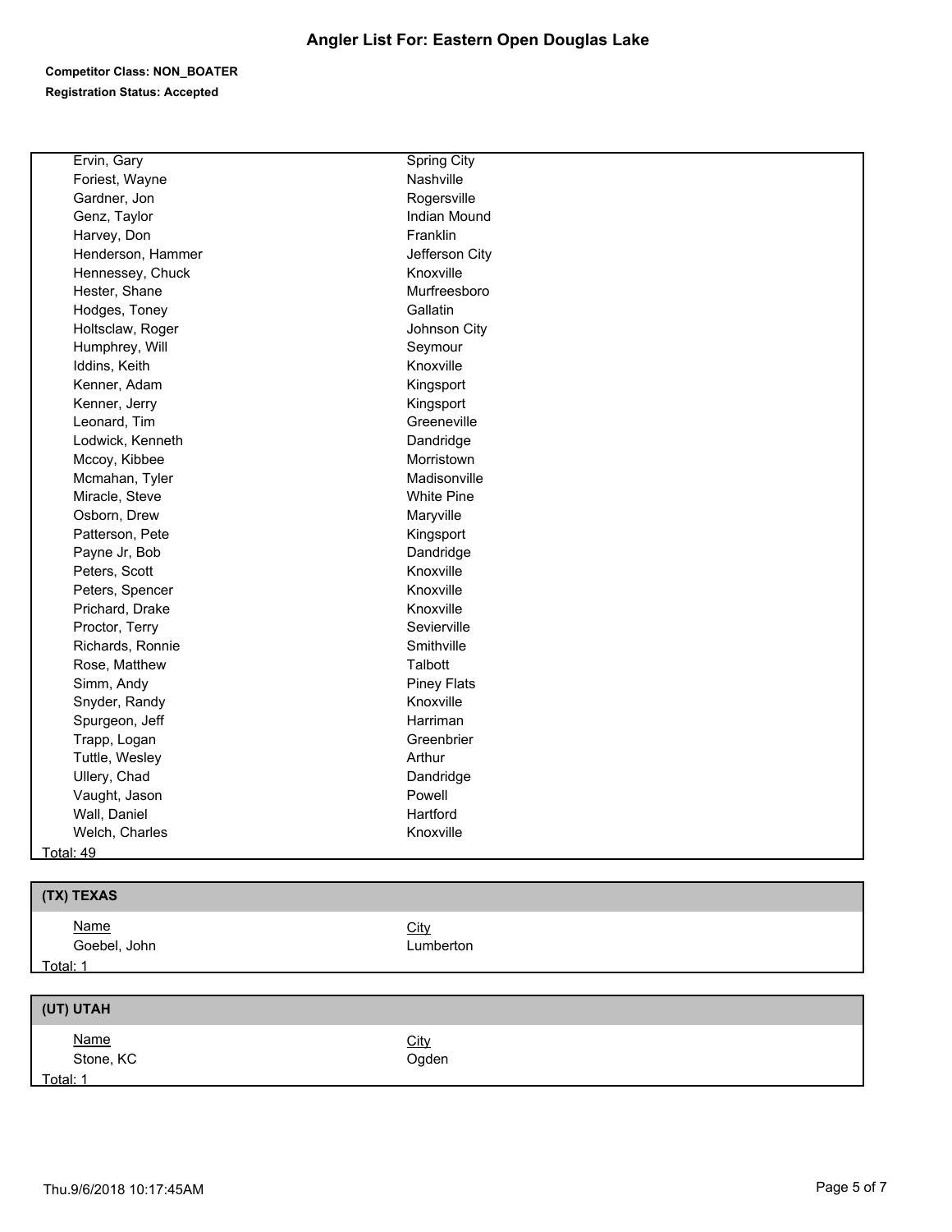## Angler List For: Eastern Open Douglas Lake

**Competitor Class: NON_BOATER**

**Registration Status: Accepted**

| Name | City |
|---|---|
| Ervin, Gary | Spring City |
| Foriest, Wayne | Nashville |
| Gardner, Jon | Rogersville |
| Genz, Taylor | Indian Mound |
| Harvey, Don | Franklin |
| Henderson, Hammer | Jefferson City |
| Hennessey, Chuck | Knoxville |
| Hester, Shane | Murfreesboro |
| Hodges, Toney | Gallatin |
| Holtsclaw, Roger | Johnson City |
| Humphrey, Will | Seymour |
| Iddins, Keith | Knoxville |
| Kenner, Adam | Kingsport |
| Kenner, Jerry | Kingsport |
| Leonard, Tim | Greeneville |
| Lodwick, Kenneth | Dandridge |
| Mccoy, Kibbee | Morristown |
| Mcmahan, Tyler | Madisonville |
| Miracle, Steve | White Pine |
| Osborn, Drew | Maryville |
| Patterson, Pete | Kingsport |
| Payne Jr, Bob | Dandridge |
| Peters, Scott | Knoxville |
| Peters, Spencer | Knoxville |
| Prichard, Drake | Knoxville |
| Proctor, Terry | Sevierville |
| Richards, Ronnie | Smithville |
| Rose, Matthew | Talbott |
| Simm, Andy | Piney Flats |
| Snyder, Randy | Knoxville |
| Spurgeon, Jeff | Harriman |
| Trapp, Logan | Greenbrier |
| Tuttle, Wesley | Arthur |
| Ullery, Chad | Dandridge |
| Vaught, Jason | Powell |
| Wall, Daniel | Hartford |
| Welch, Charles | Knoxville |

Total: 49

### (TX) TEXAS

| Name | City |
|---|---|
| Goebel, John | Lumberton |

Total: 1

### (UT) UTAH

| Name | City |
|---|---|
| Stone, KC | Ogden |

Total: 1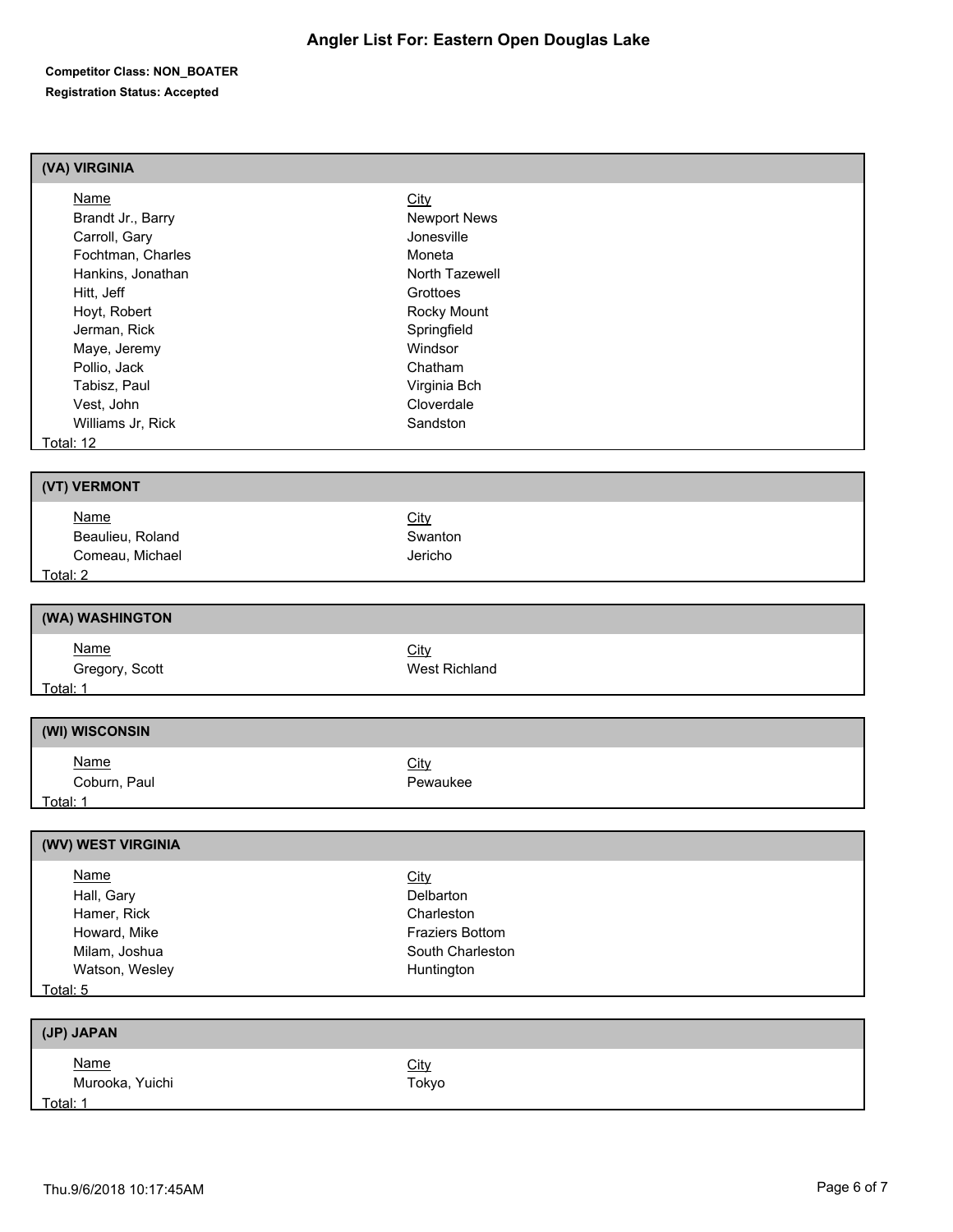# Angler List For: Eastern Open Douglas Lake

**Competitor Class: NON_BOATER**

**Registration Status: Accepted**

## (VA) VIRGINIA

| Name | City |
|---|---|
| Brandt Jr., Barry | Newport News |
| Carroll, Gary | Jonesville |
| Fochtman, Charles | Moneta |
| Hankins, Jonathan | North Tazewell |
| Hitt, Jeff | Grottoes |
| Hoyt, Robert | Rocky Mount |
| Jerman, Rick | Springfield |
| Maye, Jeremy | Windsor |
| Pollio, Jack | Chatham |
| Tabisz, Paul | Virginia Bch |
| Vest, John | Cloverdale |
| Williams Jr, Rick | Sandston |

Total: 12

## (VT) VERMONT

| Name | City |
|---|---|
| Beaulieu, Roland | Swanton |
| Comeau, Michael | Jericho |

Total: 2

## (WA) WASHINGTON

| Name | City |
|---|---|
| Gregory, Scott | West Richland |

Total: 1

## (WI) WISCONSIN

| Name | City |
|---|---|
| Coburn, Paul | Pewaukee |

Total: 1

## (WV) WEST VIRGINIA

| Name | City |
|---|---|
| Hall, Gary | Delbarton |
| Hamer, Rick | Charleston |
| Howard, Mike | Fraziers Bottom |
| Milam, Joshua | South Charleston |
| Watson, Wesley | Huntington |

Total: 5

## (JP) JAPAN

| Name | City |
|---|---|
| Murooka, Yuichi | Tokyo |

Total: 1

Thu.9/6/2018 10:17:45AM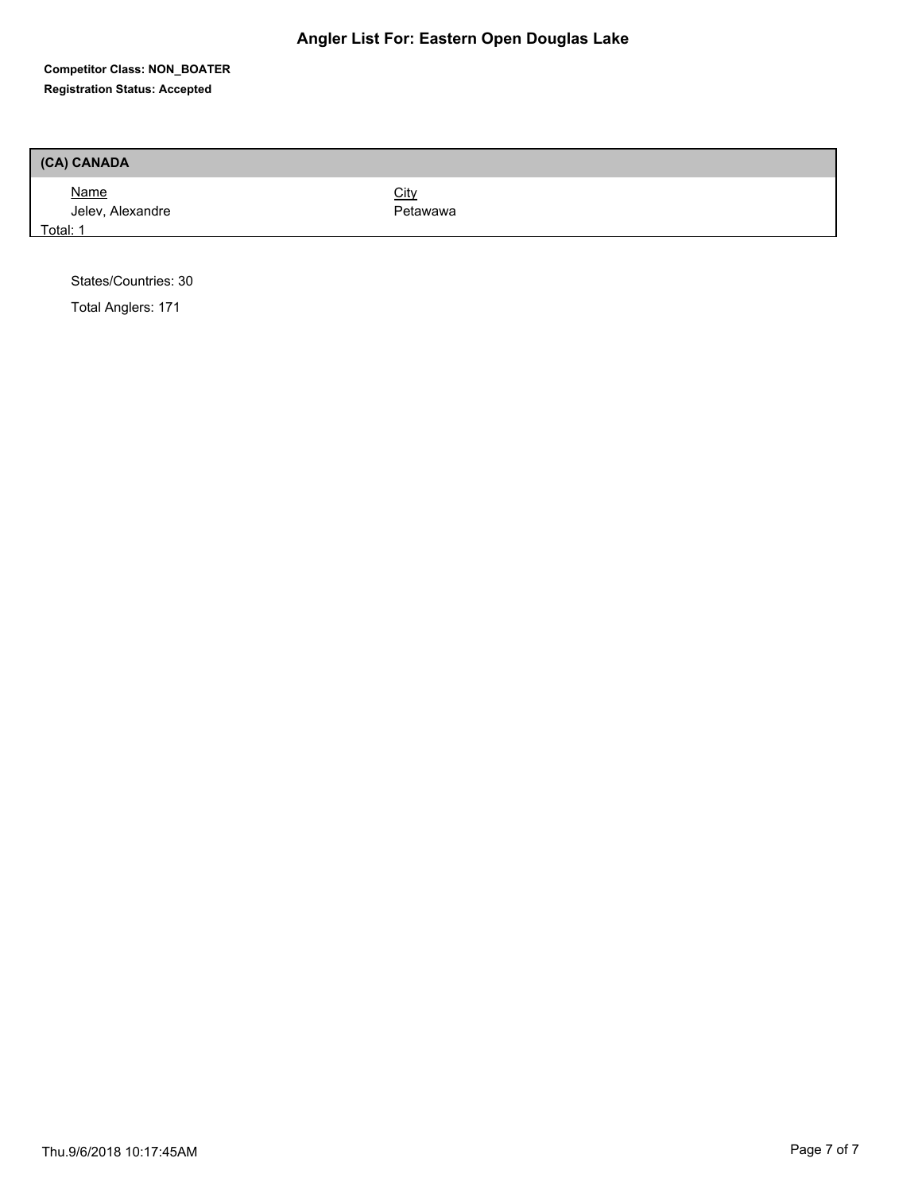# Angler List For: Eastern Open Douglas Lake

**Competitor Class: NON_BOATER**

**Registration Status: Accepted**

## (CA) CANADA

| Name | City |
| --- | --- |
| Jelev, Alexandre | Petawawa |

Total: 1

States/Countries: 30

Total Anglers: 171

Thu.9/6/2018 10:17:45AM